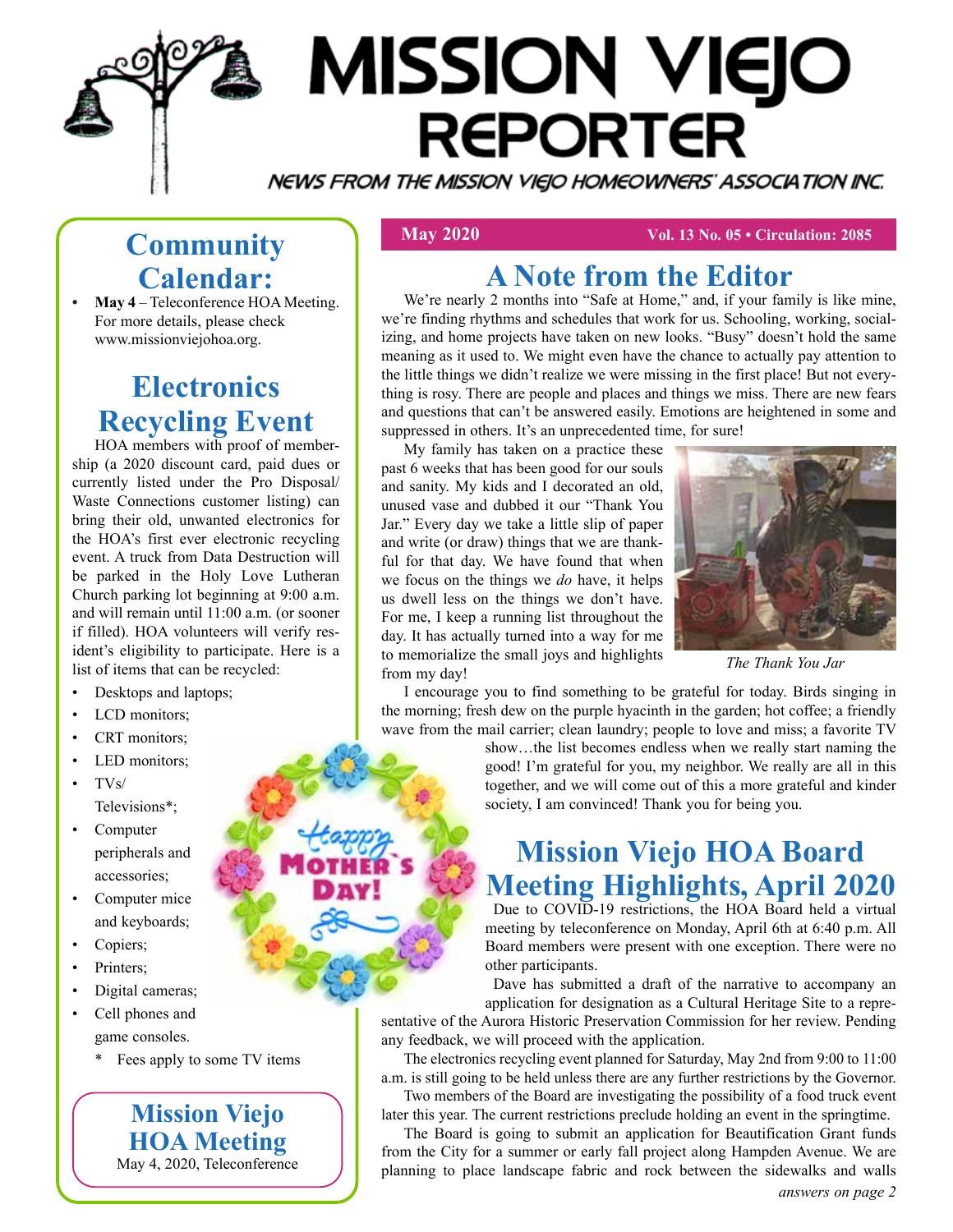# MISSION VIEJO REPORTER

NEWS FROM THE MISSION VIEJO HOMEOWNERS' ASSOCIATION INC.

**May 2020** — **Vol. 13 No. 05 • Circulation: 2085**

## Community Calendar:

- **May 4** – Teleconference HOA Meeting. For more details, please check www.missionviejohoa.org.

## Electronics Recycling Event

HOA members with proof of membership (a 2020 discount card, paid dues or currently listed under the Pro Disposal/ Waste Connections customer listing) can bring their old, unwanted electronics for the HOA's first ever electronic recycling event. A truck from Data Destruction will be parked in the Holy Love Lutheran Church parking lot beginning at 9:00 a.m. and will remain until 11:00 a.m. (or sooner if filled). HOA volunteers will verify resident's eligibility to participate. Here is a list of items that can be recycled:

- Desktops and laptops;
- LCD monitors;
- CRT monitors;
- LED monitors;
- TVs/ Televisions*;
- Computer peripherals and accessories;
- Computer mice and keyboards;
- Copiers;
- Printers;
- Digital cameras;
- Cell phones and game consoles.

\* Fees apply to some TV items

Happy Mother's Day!

### Mission Viejo HOA Meeting

May 4, 2020, Teleconference

## A Note from the Editor

We're nearly 2 months into "Safe at Home," and, if your family is like mine, we're finding rhythms and schedules that work for us. Schooling, working, socializing, and home projects have taken on new looks. "Busy" doesn't hold the same meaning as it used to. We might even have the chance to actually pay attention to the little things we didn't realize we were missing in the first place! But not everything is rosy. There are people and places and things we miss. There are new fears and questions that can't be answered easily. Emotions are heightened in some and suppressed in others. It's an unprecedented time, for sure!

My family has taken on a practice these past 6 weeks that has been good for our souls and sanity. My kids and I decorated an old, unused vase and dubbed it our "Thank You Jar." Every day we take a little slip of paper and write (or draw) things that we are thankful for that day. We have found that when we focus on the things we *do* have, it helps us dwell less on the things we don't have. For me, I keep a running list throughout the day. It has actually turned into a way for me to memorialize the small joys and highlights from my day!

*The Thank You Jar*

I encourage you to find something to be grateful for today. Birds singing in the morning; fresh dew on the purple hyacinth in the garden; hot coffee; a friendly wave from the mail carrier; clean laundry; people to love and miss; a favorite TV show…the list becomes endless when we really start naming the good! I'm grateful for you, my neighbor. We really are all in this together, and we will come out of this a more grateful and kinder society, I am convinced! Thank you for being you.

## Mission Viejo HOA Board Meeting Highlights, April 2020

Due to COVID-19 restrictions, the HOA Board held a virtual meeting by teleconference on Monday, April 6th at 6:40 p.m. All Board members were present with one exception. There were no other participants.

Dave has submitted a draft of the narrative to accompany an application for designation as a Cultural Heritage Site to a representative of the Aurora Historic Preservation Commission for her review. Pending any feedback, we will proceed with the application.

The electronics recycling event planned for Saturday, May 2nd from 9:00 to 11:00 a.m. is still going to be held unless there are any further restrictions by the Governor.

Two members of the Board are investigating the possibility of a food truck event later this year. The current restrictions preclude holding an event in the springtime.

The Board is going to submit an application for Beautification Grant funds from the City for a summer or early fall project along Hampden Avenue. We are planning to place landscape fabric and rock between the sidewalks and walls

*answers on page 2*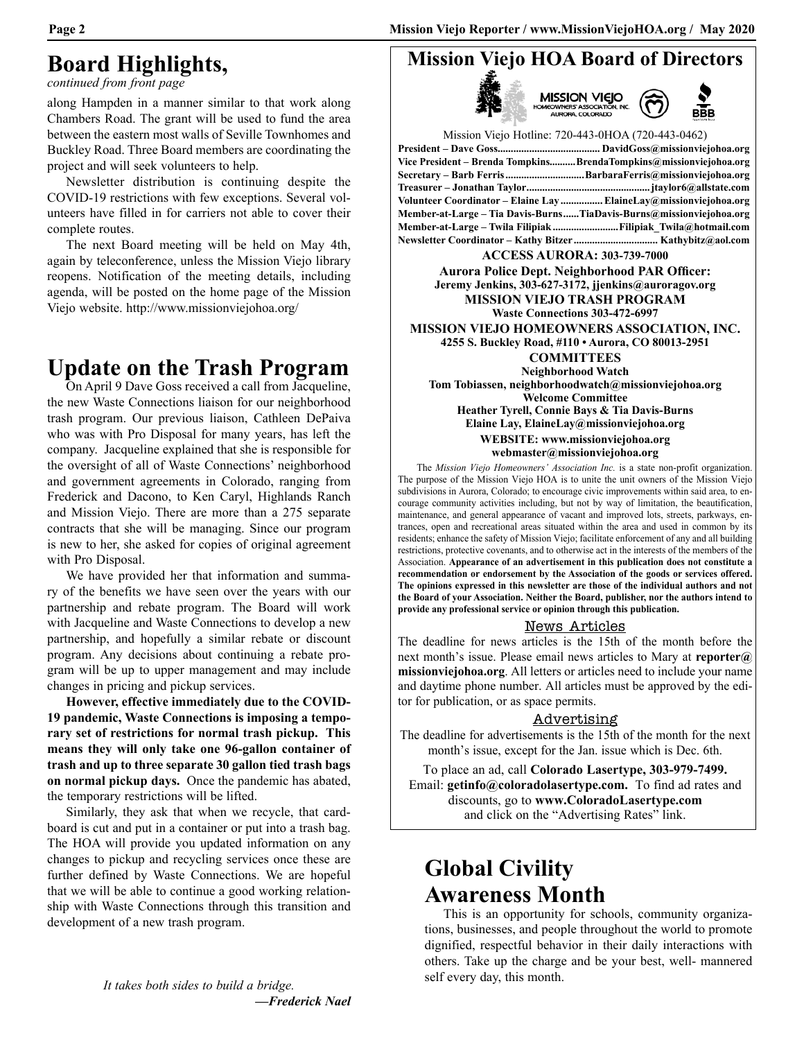# Board Highlights,

*continued from front page*

along Hampden in a manner similar to that work along Chambers Road. The grant will be used to fund the area between the eastern most walls of Seville Townhomes and Buckley Road. Three Board members are coordinating the project and will seek volunteers to help.

Newsletter distribution is continuing despite the COVID-19 restrictions with few exceptions. Several volunteers have filled in for carriers not able to cover their complete routes.

The next Board meeting will be held on May 4th, again by teleconference, unless the Mission Viejo library reopens. Notification of the meeting details, including agenda, will be posted on the home page of the Mission Viejo website. http://www.missionviejohoa.org/

# Update on the Trash Program

On April 9 Dave Goss received a call from Jacqueline, the new Waste Connections liaison for our neighborhood trash program. Our previous liaison, Cathleen DePaiva who was with Pro Disposal for many years, has left the company. Jacqueline explained that she is responsible for the oversight of all of Waste Connections' neighborhood and government agreements in Colorado, ranging from Frederick and Dacono, to Ken Caryl, Highlands Ranch and Mission Viejo. There are more than a 275 separate contracts that she will be managing. Since our program is new to her, she asked for copies of original agreement with Pro Disposal.

We have provided her that information and summary of the benefits we have seen over the years with our partnership and rebate program. The Board will work with Jacqueline and Waste Connections to develop a new partnership, and hopefully a similar rebate or discount program. Any decisions about continuing a rebate program will be up to upper management and may include changes in pricing and pickup services.

**However, effective immediately due to the COVID-19 pandemic, Waste Connections is imposing a temporary set of restrictions for normal trash pickup. This means they will only take one 96-gallon container of trash and up to three separate 30 gallon tied trash bags on normal pickup days.** Once the pandemic has abated, the temporary restrictions will be lifted.

Similarly, they ask that when we recycle, that cardboard is cut and put in a container or put into a trash bag. The HOA will provide you updated information on any changes to pickup and recycling services once these are further defined by Waste Connections. We are hopeful that we will be able to continue a good working relationship with Waste Connections through this transition and development of a new trash program.

*It takes both sides to build a bridge.*
***—Frederick Nael***

# Mission Viejo HOA Board of Directors

Mission Viejo Hotline: 720-443-0HOA (720-443-0462)

**President – Dave Goss....... DavidGoss@missionviejohoa.org**
**Vice President – Brenda Tompkins....... BrendaTompkins@missionviejohoa.org**
**Secretary – Barb Ferris....... BarbaraFerris@missionviejohoa.org**
**Treasurer – Jonathan Taylor....... jtaylor6@allstate.com**
**Volunteer Coordinator – Elaine Lay....... ElaineLay@missionviejohoa.org**
**Member-at-Large – Tia Davis-Burns....... TiaDavis-Burns@missionviejohoa.org**
**Member-at-Large – Twila Filipiak....... Filipiak_Twila@hotmail.com**
**Newsletter Coordinator – Kathy Bitzer....... Kathybitz@aol.com**

**ACCESS AURORA: 303-739-7000**

**Aurora Police Dept. Neighborhood PAR Officer:**
**Jeremy Jenkins, 303-627-3172, jjenkins@auroragov.org**

**MISSION VIEJO TRASH PROGRAM**
**Waste Connections 303-472-6997**

**MISSION VIEJO HOMEOWNERS ASSOCIATION, INC.**
**4255 S. Buckley Road, #110 • Aurora, CO 80013-2951**

**COMMITTEES**

**Neighborhood Watch**
**Tom Tobiassen, neighborhoodwatch@missionviejohoa.org**

**Welcome Committee**
**Heather Tyrell, Connie Bays & Tia Davis-Burns**
**Elaine Lay, ElaineLay@missionviejohoa.org**

**WEBSITE: www.missionviejohoa.org**
**webmaster@missionviejohoa.org**

The *Mission Viejo Homeowners' Association Inc.* is a state non-profit organization. The purpose of the Mission Viejo HOA is to unite the unit owners of the Mission Viejo subdivisions in Aurora, Colorado; to encourage civic improvements within said area, to encourage community activities including, but not by way of limitation, the beautification, maintenance, and general appearance of vacant and improved lots, streets, parkways, entrances, open and recreational areas situated within the area and used in common by its residents; enhance the safety of Mission Viejo; facilitate enforcement of any and all building restrictions, protective covenants, and to otherwise act in the interests of the members of the Association. **Appearance of an advertisement in this publication does not constitute a recommendation or endorsement by the Association of the goods or services offered. The opinions expressed in this newsletter are those of the individual authors and not the Board of your Association. Neither the Board, publisher, nor the authors intend to provide any professional service or opinion through this publication.**

## News Articles

The deadline for news articles is the 15th of the month before the next month's issue. Please email news articles to Mary at **reporter@missionviejohoa.org**. All letters or articles need to include your name and daytime phone number. All articles must be approved by the editor for publication, or as space permits.

## Advertising

The deadline for advertisements is the 15th of the month for the next month's issue, except for the Jan. issue which is Dec. 6th.

To place an ad, call **Colorado Lasertype, 303-979-7499.** Email: **getinfo@coloradolasertype.com.** To find ad rates and discounts, go to **www.ColoradoLasertype.com** and click on the "Advertising Rates" link.

# Global Civility Awareness Month

This is an opportunity for schools, community organizations, businesses, and people throughout the world to promote dignified, respectful behavior in their daily interactions with others. Take up the charge and be your best, well- mannered self every day, this month.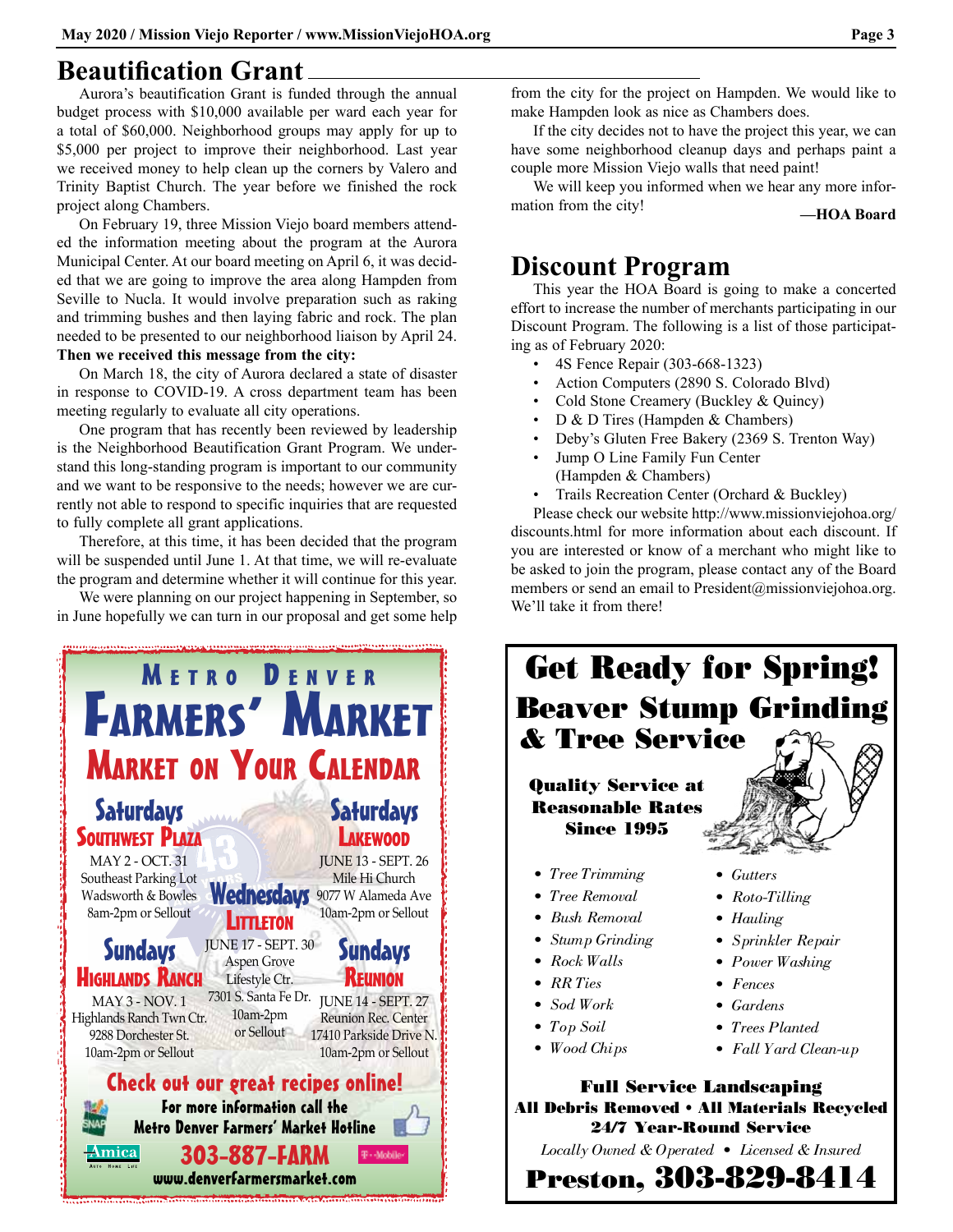## Beautification Grant

Aurora's beautification Grant is funded through the annual budget process with $10,000 available per ward each year for a total of $60,000. Neighborhood groups may apply for up to $5,000 per project to improve their neighborhood. Last year we received money to help clean up the corners by Valero and Trinity Baptist Church. The year before we finished the rock project along Chambers.

On February 19, three Mission Viejo board members attended the information meeting about the program at the Aurora Municipal Center. At our board meeting on April 6, it was decided that we are going to improve the area along Hampden from Seville to Nucla. It would involve preparation such as raking and trimming bushes and then laying fabric and rock. The plan needed to be presented to our neighborhood liaison by April 24.

**Then we received this message from the city:**

On March 18, the city of Aurora declared a state of disaster in response to COVID-19. A cross department team has been meeting regularly to evaluate all city operations.

One program that has recently been reviewed by leadership is the Neighborhood Beautification Grant Program. We understand this long-standing program is important to our community and we want to be responsive to the needs; however we are currently not able to respond to specific inquiries that are requested to fully complete all grant applications.

Therefore, at this time, it has been decided that the program will be suspended until June 1. At that time, we will re-evaluate the program and determine whether it will continue for this year.

We were planning on our project happening in September, so in June hopefully we can turn in our proposal and get some help from the city for the project on Hampden. We would like to make Hampden look as nice as Chambers does.

If the city decides not to have the project this year, we can have some neighborhood cleanup days and perhaps paint a couple more Mission Viejo walls that need paint!

We will keep you informed when we hear any more information from the city!

**—HOA Board**

## Discount Program

This year the HOA Board is going to make a concerted effort to increase the number of merchants participating in our Discount Program. The following is a list of those participating as of February 2020:

- 4S Fence Repair (303-668-1323)
- Action Computers (2890 S. Colorado Blvd)
- Cold Stone Creamery (Buckley & Quincy)
- D & D Tires (Hampden & Chambers)
- Deby's Gluten Free Bakery (2369 S. Trenton Way)
- Jump O Line Family Fun Center (Hampden & Chambers)
- Trails Recreation Center (Orchard & Buckley)

Please check our website http://www.missionviejohoa.org/discounts.html for more information about each discount. If you are interested or know of a merchant who might like to be asked to join the program, please contact any of the Board members or send an email to President@missionviejohoa.org. We'll take it from there!

---

**METRO DENVER FARMERS' MARKET**

**MARKET ON YOUR CALENDAR**

**Saturdays — SOUTHWEST PLAZA**
MAY 2 - OCT. 31
Southeast Parking Lot
Wadsworth & Bowles
8am-2pm or Sellout

**Saturdays — LAKEWOOD**
JUNE 13 - SEPT. 26
Mile Hi Church
9077 W Alameda Ave
10am-2pm or Sellout

**Wednesdays — LITTLETON**
JUNE 17 - SEPT. 30
Aspen Grove Lifestyle Ctr.
7301 S. Santa Fe Dr.
10am-2pm or Sellout

**Sundays — HIGHLANDS RANCH**
MAY 3 - NOV. 1
Highlands Ranch Twn Ctr.
9288 Dorchester St.
10am-2pm or Sellout

**Sundays — REUNION**
JUNE 14 - SEPT. 27
Reunion Rec. Center
17410 Parkside Drive N.
10am-2pm or Sellout

**Check out our great recipes online!**

For more information call the Metro Denver Farmers' Market Hotline

**303-887-FARM**

www.denverfarmersmarket.com

---

**Get Ready for Spring!**

**Beaver Stump Grinding & Tree Service**

**Quality Service at Reasonable Rates Since 1995**

- *Tree Trimming*
- *Tree Removal*
- *Bush Removal*
- *Stump Grinding*
- *Rock Walls*
- *RR Ties*
- *Sod Work*
- *Top Soil*
- *Wood Chips*
- *Gutters*
- *Roto-Tilling*
- *Hauling*
- *Sprinkler Repair*
- *Power Washing*
- *Fences*
- *Gardens*
- *Trees Planted*
- *Fall Yard Clean-up*

**Full Service Landscaping**
**All Debris Removed • All Materials Recycled**
**24/7 Year-Round Service**

*Locally Owned & Operated • Licensed & Insured*

**Preston, 303-829-8414**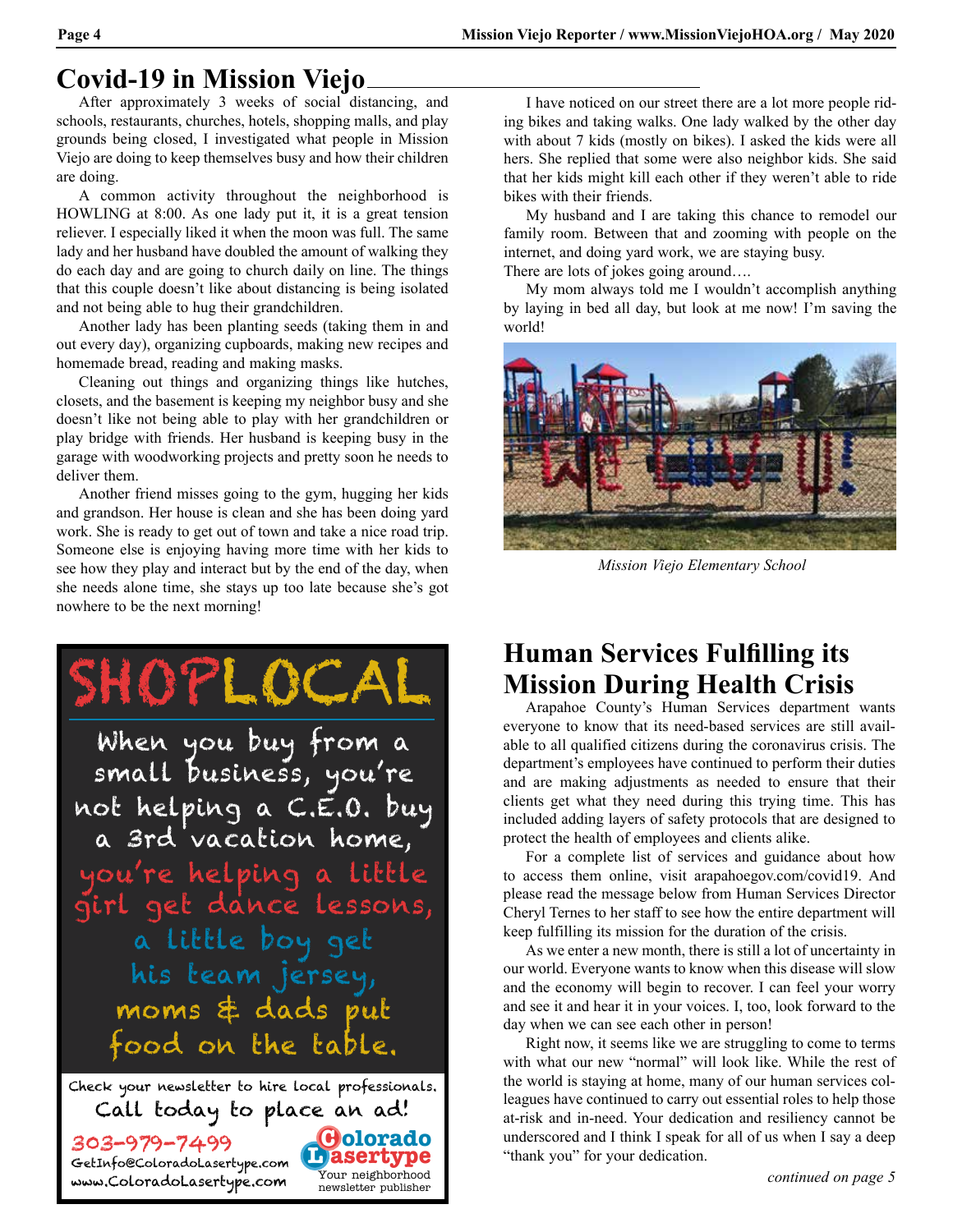# Covid-19 in Mission Viejo

After approximately 3 weeks of social distancing, and schools, restaurants, churches, hotels, shopping malls, and play grounds being closed, I investigated what people in Mission Viejo are doing to keep themselves busy and how their children are doing.

A common activity throughout the neighborhood is HOWLING at 8:00. As one lady put it, it is a great tension reliever. I especially liked it when the moon was full. The same lady and her husband have doubled the amount of walking they do each day and are going to church daily on line. The things that this couple doesn't like about distancing is being isolated and not being able to hug their grandchildren.

Another lady has been planting seeds (taking them in and out every day), organizing cupboards, making new recipes and homemade bread, reading and making masks.

Cleaning out things and organizing things like hutches, closets, and the basement is keeping my neighbor busy and she doesn't like not being able to play with her grandchildren or play bridge with friends. Her husband is keeping busy in the garage with woodworking projects and pretty soon he needs to deliver them.

Another friend misses going to the gym, hugging her kids and grandson. Her house is clean and she has been doing yard work. She is ready to get out of town and take a nice road trip. Someone else is enjoying having more time with her kids to see how they play and interact but by the end of the day, when she needs alone time, she stays up too late because she's got nowhere to be the next morning!

I have noticed on our street there are a lot more people riding bikes and taking walks. One lady walked by the other day with about 7 kids (mostly on bikes). I asked the kids were all hers. She replied that some were also neighbor kids. She said that her kids might kill each other if they weren't able to ride bikes with their friends.

My husband and I are taking this chance to remodel our family room. Between that and zooming with people on the internet, and doing yard work, we are staying busy.

There are lots of jokes going around….

My mom always told me I wouldn't accomplish anything by laying in bed all day, but look at me now! I'm saving the world!

*Mission Viejo Elementary School*

SHOPLOCAL

When you buy from a small business, you're not helping a C.E.O. buy a 3rd vacation home, you're helping a little girl get dance lessons, a little boy get his team jersey, moms & dads put food on the table.

Check your newsletter to hire local professionals. Call today to place an ad!

303-979-7499
GetInfo@ColoradoLasertype.com
www.ColoradoLasertype.com

Colorado Lasertype
Your neighborhood newsletter publisher

# Human Services Fulfilling its Mission During Health Crisis

Arapahoe County's Human Services department wants everyone to know that its need-based services are still available to all qualified citizens during the coronavirus crisis. The department's employees have continued to perform their duties and are making adjustments as needed to ensure that their clients get what they need during this trying time. This has included adding layers of safety protocols that are designed to protect the health of employees and clients alike.

For a complete list of services and guidance about how to access them online, visit arapahoegov.com/covid19. And please read the message below from Human Services Director Cheryl Ternes to her staff to see how the entire department will keep fulfilling its mission for the duration of the crisis.

As we enter a new month, there is still a lot of uncertainty in our world. Everyone wants to know when this disease will slow and the economy will begin to recover. I can feel your worry and see it and hear it in your voices. I, too, look forward to the day when we can see each other in person!

Right now, it seems like we are struggling to come to terms with what our new "normal" will look like. While the rest of the world is staying at home, many of our human services colleagues have continued to carry out essential roles to help those at-risk and in-need. Your dedication and resiliency cannot be underscored and I think I speak for all of us when I say a deep "thank you" for your dedication.

*continued on page 5*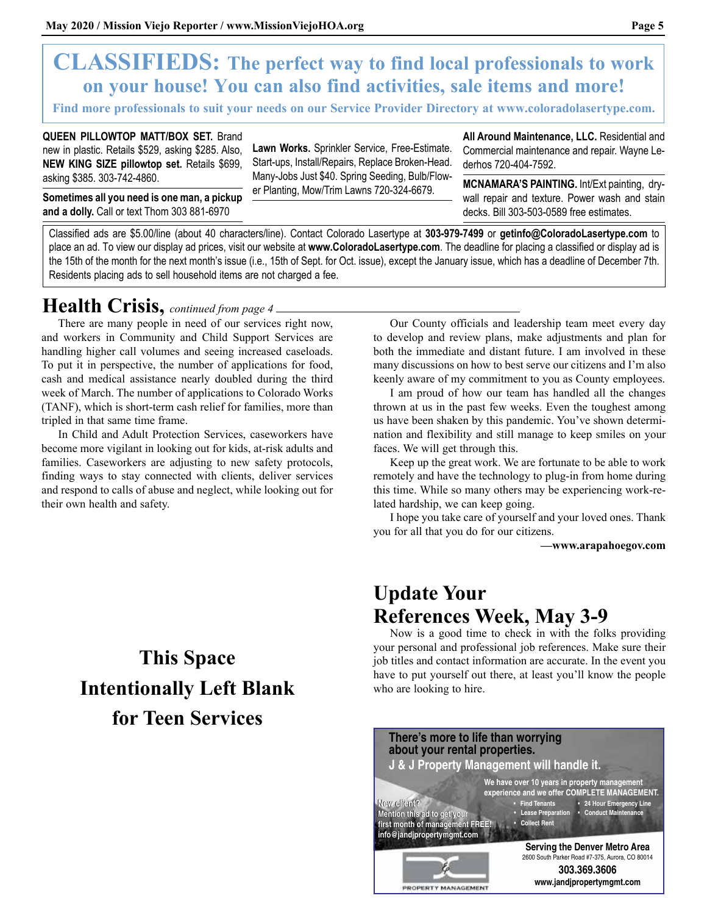# CLASSIFIEDS: The perfect way to find local professionals to work on your house! You can also find activities, sale items and more!

**Find more professionals to suit your needs on our Service Provider Directory at www.coloradolasertype.com.**

**QUEEN PILLOWTOP MATT/BOX SET.** Brand new in plastic. Retails $529, asking $285. Also, **NEW KING SIZE pillowtop set.** Retails $699, asking $385. 303-742-4860.

**Sometimes all you need is one man, a pickup and a dolly.** Call or text Thom 303 881-6970

**Lawn Works.** Sprinkler Service, Free-Estimate. Start-ups, Install/Repairs, Replace Broken-Head. Many-Jobs Just $40. Spring Seeding, Bulb/Flower Planting, Mow/Trim Lawns 720-324-6679.

**All Around Maintenance, LLC.** Residential and Commercial maintenance and repair. Wayne Lederhos 720-404-7592.

**MCNAMARA'S PAINTING.** Int/Ext painting, drywall repair and texture. Power wash and stain decks. Bill 303-503-0589 free estimates.

Classified ads are $5.00/line (about 40 characters/line). Contact Colorado Lasertype at **303-979-7499** or **getinfo@ColoradoLasertype.com** to place an ad. To view our display ad prices, visit our website at **www.ColoradoLasertype.com**. The deadline for placing a classified or display ad is the 15th of the month for the next month's issue (i.e., 15th of Sept. for Oct. issue), except the January issue, which has a deadline of December 7th. Residents placing ads to sell household items are not charged a fee.

## Health Crisis, *continued from page 4*

There are many people in need of our services right now, and workers in Community and Child Support Services are handling higher call volumes and seeing increased caseloads. To put it in perspective, the number of applications for food, cash and medical assistance nearly doubled during the third week of March. The number of applications to Colorado Works (TANF), which is short-term cash relief for families, more than tripled in that same time frame.

In Child and Adult Protection Services, caseworkers have become more vigilant in looking out for kids, at-risk adults and families. Caseworkers are adjusting to new safety protocols, finding ways to stay connected with clients, deliver services and respond to calls of abuse and neglect, while looking out for their own health and safety.

Our County officials and leadership team meet every day to develop and review plans, make adjustments and plan for both the immediate and distant future. I am involved in these many discussions on how to best serve our citizens and I'm also keenly aware of my commitment to you as County employees.

I am proud of how our team has handled all the changes thrown at us in the past few weeks. Even the toughest among us have been shaken by this pandemic. You've shown determination and flexibility and still manage to keep smiles on your faces. We will get through this.

Keep up the great work. We are fortunate to be able to work remotely and have the technology to plug-in from home during this time. While so many others may be experiencing work-related hardship, we can keep going.

I hope you take care of yourself and your loved ones. Thank you for all that you do for our citizens.

**—www.arapahoegov.com**

**This Space Intentionally Left Blank for Teen Services**

## Update Your References Week, May 3-9

Now is a good time to check in with the folks providing your personal and professional job references. Make sure their job titles and contact information are accurate. In the event you have to put yourself out there, at least you'll know the people who are looking to hire.

**There's more to life than worrying about your rental properties.**
**J & J Property Management will handle it.**

We have over 10 years in property management experience and we offer COMPLETE MANAGEMENT.

- Find Tenants
- Lease Preparation
- Collect Rent
- 24 Hour Emergency Line
- Conduct Maintenance

New client? Mention this ad to get your first month of management FREE!
info@jandjpropertymgmt.com

PROPERTY MANAGEMENT

**Serving the Denver Metro Area**
2600 South Parker Road #7-375, Aurora, CO 80014
**303.369.3606**
**www.jandjpropertymgmt.com**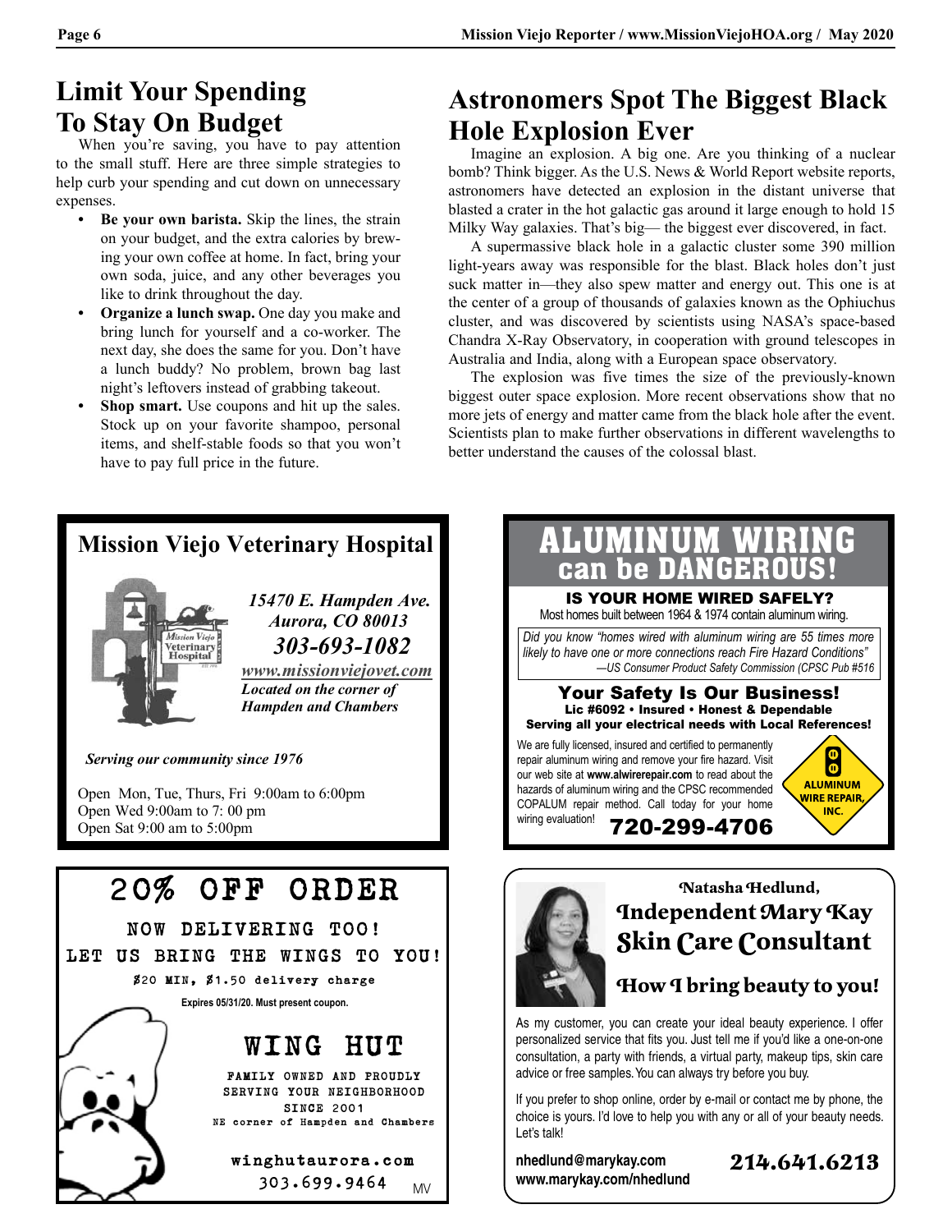## Limit Your Spending To Stay On Budget

When you're saving, you have to pay attention to the small stuff. Here are three simple strategies to help curb your spending and cut down on unnecessary expenses.

- **Be your own barista.** Skip the lines, the strain on your budget, and the extra calories by brewing your own coffee at home. In fact, bring your own soda, juice, and any other beverages you like to drink throughout the day.
- **Organize a lunch swap.** One day you make and bring lunch for yourself and a co-worker. The next day, she does the same for you. Don't have a lunch buddy? No problem, brown bag last night's leftovers instead of grabbing takeout.
- **Shop smart.** Use coupons and hit up the sales. Stock up on your favorite shampoo, personal items, and shelf-stable foods so that you won't have to pay full price in the future.

## Astronomers Spot The Biggest Black Hole Explosion Ever

Imagine an explosion. A big one. Are you thinking of a nuclear bomb? Think bigger. As the U.S. News & World Report website reports, astronomers have detected an explosion in the distant universe that blasted a crater in the hot galactic gas around it large enough to hold 15 Milky Way galaxies. That's big— the biggest ever discovered, in fact.

A supermassive black hole in a galactic cluster some 390 million light-years away was responsible for the blast. Black holes don't just suck matter in—they also spew matter and energy out. This one is at the center of a group of thousands of galaxies known as the Ophiuchus cluster, and was discovered by scientists using NASA's space-based Chandra X-Ray Observatory, in cooperation with ground telescopes in Australia and India, along with a European space observatory.

The explosion was five times the size of the previously-known biggest outer space explosion. More recent observations show that no more jets of energy and matter came from the black hole after the event. Scientists plan to make further observations in different wavelengths to better understand the causes of the colossal blast.

---

### Mission Viejo Veterinary Hospital

*15470 E. Hampden Ave.*
*Aurora, CO 80013*
***303-693-1082***
*www.missionviejovet.com*
***Located on the corner of Hampden and Chambers***

***Serving our community since 1976***

Open Mon, Tue, Thurs, Fri 9:00am to 6:00pm
Open Wed 9:00am to 7: 00 pm
Open Sat 9:00 am to 5:00pm

---

## ALUMINUM WIRING can be DANGEROUS!

**IS YOUR HOME WIRED SAFELY?**
Most homes built between 1964 & 1974 contain aluminum wiring.

*Did you know "homes wired with aluminum wiring are 55 times more likely to have one or more connections reach Fire Hazard Conditions" —US Consumer Product Safety Commission (CPSC Pub #516*

**Your Safety Is Our Business!**
**Lic #6092 • Insured • Honest & Dependable**
**Serving all your electrical needs with Local References!**

We are fully licensed, insured and certified to permanently repair aluminum wiring and remove your fire hazard. Visit our web site at **www.alwirerepair.com** to read about the hazards of aluminum wiring and the CPSC recommended COPALUM repair method. Call today for your home wiring evaluation! **720-299-4706**

ALUMINUM WIRE REPAIR, INC.

---

## 20% OFF ORDER

**NOW DELIVERING TOO!**
**LET US BRING THE WINGS TO YOU!**
$20 MIN, $1.50 delivery charge
**Expires 05/31/20. Must present coupon.**

### WING HUT

FAMILY OWNED AND PROUDLY SERVING YOUR NEIGHBORHOOD SINCE 2001
NE corner of Hampden and Chambers

**winghutaurora.com**
303.699.9464

MV

---

### Natasha Hedlund, Independent Mary Kay Skin Care Consultant

**How I bring beauty to you!**

As my customer, you can create your ideal beauty experience. I offer personalized service that fits you. Just tell me if you'd like a one-on-one consultation, a party with friends, a virtual party, makeup tips, skin care advice or free samples. You can always try before you buy.

If you prefer to shop online, order by e-mail or contact me by phone, the choice is yours. I'd love to help you with any or all of your beauty needs. Let's talk!

**nhedlund@marykay.com**
**www.marykay.com/nhedlund**

**214.641.6213**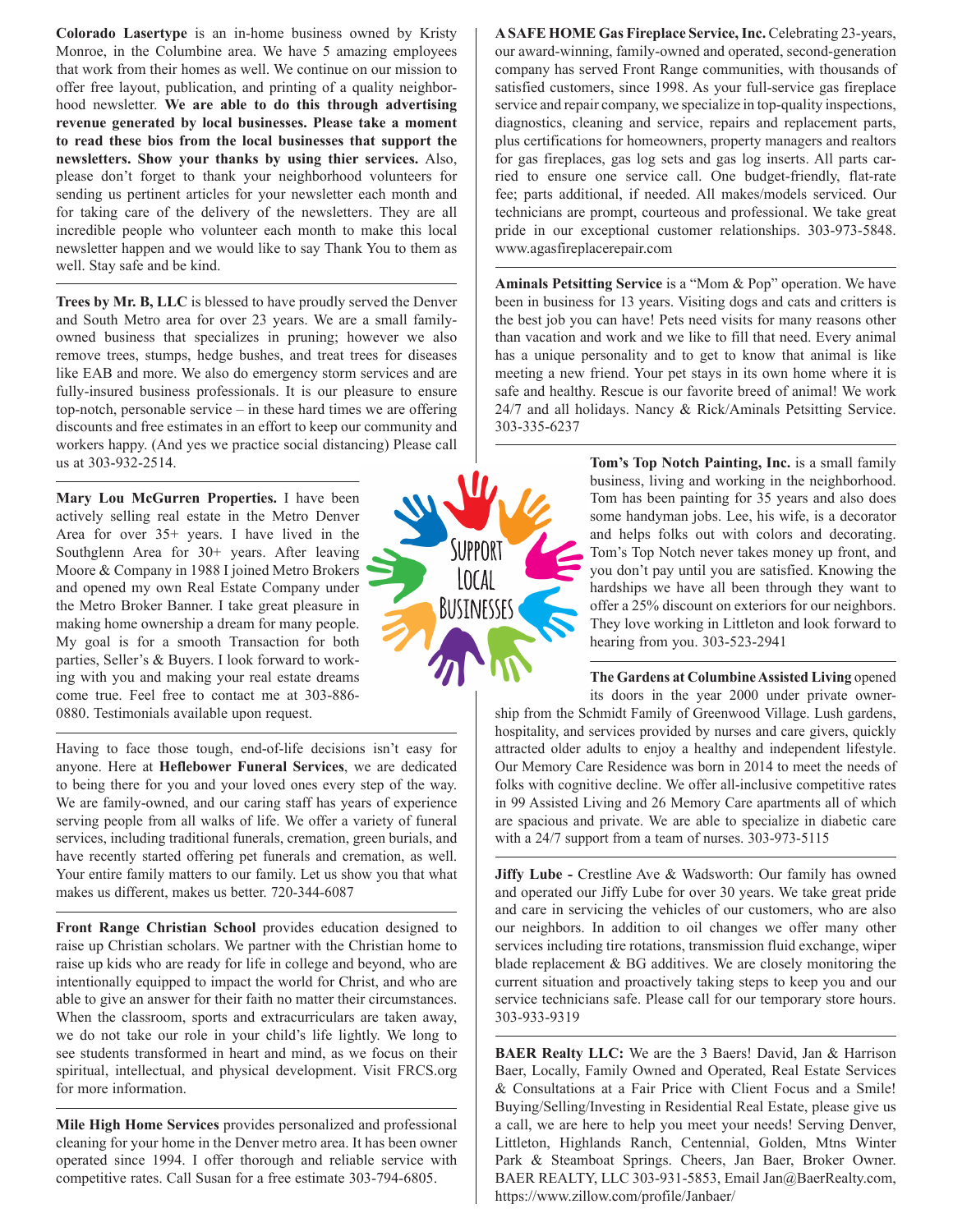**Colorado Lasertype** is an in-home business owned by Kristy Monroe, in the Columbine area. We have 5 amazing employees that work from their homes as well. We continue on our mission to offer free layout, publication, and printing of a quality neighborhood newsletter. **We are able to do this through advertising revenue generated by local businesses. Please take a moment to read these bios from the local businesses that support the newsletters. Show your thanks by using thier services.** Also, please don't forget to thank your neighborhood volunteers for sending us pertinent articles for your newsletter each month and for taking care of the delivery of the newsletters. They are all incredible people who volunteer each month to make this local newsletter happen and we would like to say Thank You to them as well. Stay safe and be kind.

---

**Trees by Mr. B, LLC** is blessed to have proudly served the Denver and South Metro area for over 23 years. We are a small family-owned business that specializes in pruning; however we also remove trees, stumps, hedge bushes, and treat trees for diseases like EAB and more. We also do emergency storm services and are fully-insured business professionals. It is our pleasure to ensure top-notch, personable service – in these hard times we are offering discounts and free estimates in an effort to keep our community and workers happy. (And yes we practice social distancing) Please call us at 303-932-2514.

---

**Mary Lou McGurren Properties.** I have been actively selling real estate in the Metro Denver Area for over 35+ years. I have lived in the Southglenn Area for 30+ years. After leaving Moore & Company in 1988 I joined Metro Brokers and opened my own Real Estate Company under the Metro Broker Banner. I take great pleasure in making home ownership a dream for many people. My goal is for a smooth Transaction for both parties, Seller's & Buyers. I look forward to working with you and making your real estate dreams come true. Feel free to contact me at 303-886-0880. Testimonials available upon request.

SUPPORT LOCAL BUSINESSES

---

Having to face those tough, end-of-life decisions isn't easy for anyone. Here at **Heflebower Funeral Services**, we are dedicated to being there for you and your loved ones every step of the way. We are family-owned, and our caring staff has years of experience serving people from all walks of life. We offer a variety of funeral services, including traditional funerals, cremation, green burials, and have recently started offering pet funerals and cremation, as well. Your entire family matters to our family. Let us show you that what makes us different, makes us better. 720-344-6087

---

**Front Range Christian School** provides education designed to raise up Christian scholars. We partner with the Christian home to raise up kids who are ready for life in college and beyond, who are intentionally equipped to impact the world for Christ, and who are able to give an answer for their faith no matter their circumstances. When the classroom, sports and extracurriculars are taken away, we do not take our role in your child's life lightly. We long to see students transformed in heart and mind, as we focus on their spiritual, intellectual, and physical development. Visit FRCS.org for more information.

---

**Mile High Home Services** provides personalized and professional cleaning for your home in the Denver metro area. It has been owner operated since 1994. I offer thorough and reliable service with competitive rates. Call Susan for a free estimate 303-794-6805.

---

**A SAFE HOME Gas Fireplace Service, Inc.** Celebrating 23-years, our award-winning, family-owned and operated, second-generation company has served Front Range communities, with thousands of satisfied customers, since 1998. As your full-service gas fireplace service and repair company, we specialize in top-quality inspections, diagnostics, cleaning and service, repairs and replacement parts, plus certifications for homeowners, property managers and realtors for gas fireplaces, gas log sets and gas log inserts. All parts carried to ensure one service call. One budget-friendly, flat-rate fee; parts additional, if needed. All makes/models serviced. Our technicians are prompt, courteous and professional. We take great pride in our exceptional customer relationships. 303-973-5848. www.agasfireplacerepair.com

---

**Aminals Petsitting Service** is a "Mom & Pop" operation. We have been in business for 13 years. Visiting dogs and cats and critters is the best job you can have! Pets need visits for many reasons other than vacation and work and we like to fill that need. Every animal has a unique personality and to get to know that animal is like meeting a new friend. Your pet stays in its own home where it is safe and healthy. Rescue is our favorite breed of animal! We work 24/7 and all holidays. Nancy & Rick/Aminals Petsitting Service. 303-335-6237

---

**Tom's Top Notch Painting, Inc.** is a small family business, living and working in the neighborhood. Tom has been painting for 35 years and also does some handyman jobs. Lee, his wife, is a decorator and helps folks out with colors and decorating. Tom's Top Notch never takes money up front, and you don't pay until you are satisfied. Knowing the hardships we have all been through they want to offer a 25% discount on exteriors for our neighbors. They love working in Littleton and look forward to hearing from you. 303-523-2941

---

**The Gardens at Columbine Assisted Living** opened its doors in the year 2000 under private ownership from the Schmidt Family of Greenwood Village. Lush gardens, hospitality, and services provided by nurses and care givers, quickly attracted older adults to enjoy a healthy and independent lifestyle. Our Memory Care Residence was born in 2014 to meet the needs of folks with cognitive decline. We offer all-inclusive competitive rates in 99 Assisted Living and 26 Memory Care apartments all of which are spacious and private. We are able to specialize in diabetic care with a 24/7 support from a team of nurses. 303-973-5115

---

**Jiffy Lube -** Crestline Ave & Wadsworth: Our family has owned and operated our Jiffy Lube for over 30 years. We take great pride and care in servicing the vehicles of our customers, who are also our neighbors. In addition to oil changes we offer many other services including tire rotations, transmission fluid exchange, wiper blade replacement & BG additives. We are closely monitoring the current situation and proactively taking steps to keep you and our service technicians safe. Please call for our temporary store hours. 303-933-9319

---

**BAER Realty LLC:** We are the 3 Baers! David, Jan & Harrison Baer, Locally, Family Owned and Operated, Real Estate Services & Consultations at a Fair Price with Client Focus and a Smile! Buying/Selling/Investing in Residential Real Estate, please give us a call, we are here to help you meet your needs! Serving Denver, Littleton, Highlands Ranch, Centennial, Golden, Mtns Winter Park & Steamboat Springs. Cheers, Jan Baer, Broker Owner. BAER REALTY, LLC 303-931-5853, Email Jan@BaerRealty.com, https://www.zillow.com/profile/Janbaer/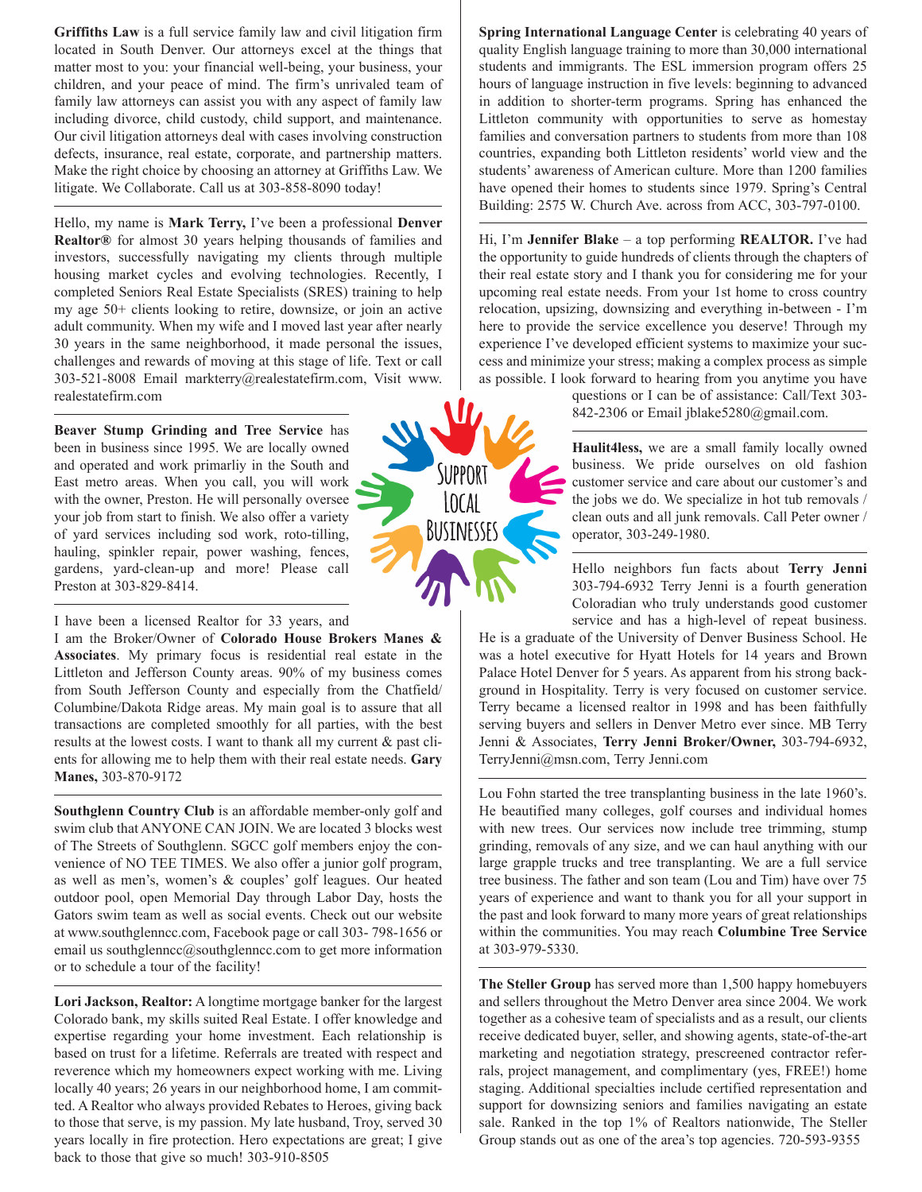**Griffiths Law** is a full service family law and civil litigation firm located in South Denver. Our attorneys excel at the things that matter most to you: your financial well-being, your business, your children, and your peace of mind. The firm's unrivaled team of family law attorneys can assist you with any aspect of family law including divorce, child custody, child support, and maintenance. Our civil litigation attorneys deal with cases involving construction defects, insurance, real estate, corporate, and partnership matters. Make the right choice by choosing an attorney at Griffiths Law. We litigate. We Collaborate. Call us at 303-858-8090 today!

---

Hello, my name is **Mark Terry,** I've been a professional **Denver Realtor®** for almost 30 years helping thousands of families and investors, successfully navigating my clients through multiple housing market cycles and evolving technologies. Recently, I completed Seniors Real Estate Specialists (SRES) training to help my age 50+ clients looking to retire, downsize, or join an active adult community. When my wife and I moved last year after nearly 30 years in the same neighborhood, it made personal the issues, challenges and rewards of moving at this stage of life. Text or call 303-521-8008 Email markterry@realestatefirm.com, Visit www.realestatefirm.com

---

**Beaver Stump Grinding and Tree Service** has been in business since 1995. We are locally owned and operated and work primarliy in the South and East metro areas. When you call, you will work with the owner, Preston. He will personally oversee your job from start to finish. We also offer a variety of yard services including sod work, roto-tilling, hauling, spinkler repair, power washing, fences, gardens, yard-clean-up and more! Please call Preston at 303-829-8414.

---

I have been a licensed Realtor for 33 years, and I am the Broker/Owner of **Colorado House Brokers Manes & Associates**. My primary focus is residential real estate in the Littleton and Jefferson County areas. 90% of my business comes from South Jefferson County and especially from the Chatfield/Columbine/Dakota Ridge areas. My main goal is to assure that all transactions are completed smoothly for all parties, with the best results at the lowest costs. I want to thank all my current & past clients for allowing me to help them with their real estate needs. **Gary Manes,** 303-870-9172

---

**Southglenn Country Club** is an affordable member-only golf and swim club that ANYONE CAN JOIN. We are located 3 blocks west of The Streets of Southglenn. SGCC golf members enjoy the convenience of NO TEE TIMES. We also offer a junior golf program, as well as men's, women's & couples' golf leagues. Our heated outdoor pool, open Memorial Day through Labor Day, hosts the Gators swim team as well as social events. Check out our website at www.southglenncc.com, Facebook page or call 303- 798-1656 or email us southglenncc@southglenncc.com to get more information or to schedule a tour of the facility!

---

**Lori Jackson, Realtor:** A longtime mortgage banker for the largest Colorado bank, my skills suited Real Estate. I offer knowledge and expertise regarding your home investment. Each relationship is based on trust for a lifetime. Referrals are treated with respect and reverence which my homeowners expect working with me. Living locally 40 years; 26 years in our neighborhood home, I am committed. A Realtor who always provided Rebates to Heroes, giving back to those that serve, is my passion. My late husband, Troy, served 30 years locally in fire protection. Hero expectations are great; I give back to those that give so much! 303-910-8505

---

**Spring International Language Center** is celebrating 40 years of quality English language training to more than 30,000 international students and immigrants. The ESL immersion program offers 25 hours of language instruction in five levels: beginning to advanced in addition to shorter-term programs. Spring has enhanced the Littleton community with opportunities to serve as homestay families and conversation partners to students from more than 108 countries, expanding both Littleton residents' world view and the students' awareness of American culture. More than 1200 families have opened their homes to students since 1979. Spring's Central Building: 2575 W. Church Ave. across from ACC, 303-797-0100.

---

Hi, I'm **Jennifer Blake** – a top performing **REALTOR.** I've had the opportunity to guide hundreds of clients through the chapters of their real estate story and I thank you for considering me for your upcoming real estate needs. From your 1st home to cross country relocation, upsizing, downsizing and everything in-between - I'm here to provide the service excellence you deserve! Through my experience I've developed efficient systems to maximize your success and minimize your stress; making a complex process as simple as possible. I look forward to hearing from you anytime you have questions or I can be of assistance: Call/Text 303-842-2306 or Email jblake5280@gmail.com.

---

SUPPORT LOCAL BUSINESSES

**Haulit4less,** we are a small family locally owned business. We pride ourselves on old fashion customer service and care about our customer's and the jobs we do. We specialize in hot tub removals / clean outs and all junk removals. Call Peter owner / operator, 303-249-1980.

---

Hello neighbors fun facts about **Terry Jenni** 303-794-6932 Terry Jenni is a fourth generation Coloradian who truly understands good customer service and has a high-level of repeat business. He is a graduate of the University of Denver Business School. He was a hotel executive for Hyatt Hotels for 14 years and Brown Palace Hotel Denver for 5 years. As apparent from his strong background in Hospitality. Terry is very focused on customer service. Terry became a licensed realtor in 1998 and has been faithfully serving buyers and sellers in Denver Metro ever since. MB Terry Jenni & Associates, **Terry Jenni Broker/Owner,** 303-794-6932, TerryJenni@msn.com, Terry Jenni.com

---

Lou Fohn started the tree transplanting business in the late 1960's. He beautified many colleges, golf courses and individual homes with new trees. Our services now include tree trimming, stump grinding, removals of any size, and we can haul anything with our large grapple trucks and tree transplanting. We are a full service tree business. The father and son team (Lou and Tim) have over 75 years of experience and want to thank you for all your support in the past and look forward to many more years of great relationships within the communities. You may reach **Columbine Tree Service** at 303-979-5330.

---

**The Steller Group** has served more than 1,500 happy homebuyers and sellers throughout the Metro Denver area since 2004. We work together as a cohesive team of specialists and as a result, our clients receive dedicated buyer, seller, and showing agents, state-of-the-art marketing and negotiation strategy, prescreened contractor referrals, project management, and complimentary (yes, FREE!) home staging. Additional specialties include certified representation and support for downsizing seniors and families navigating an estate sale. Ranked in the top 1% of Realtors nationwide, The Steller Group stands out as one of the area's top agencies. 720-593-9355